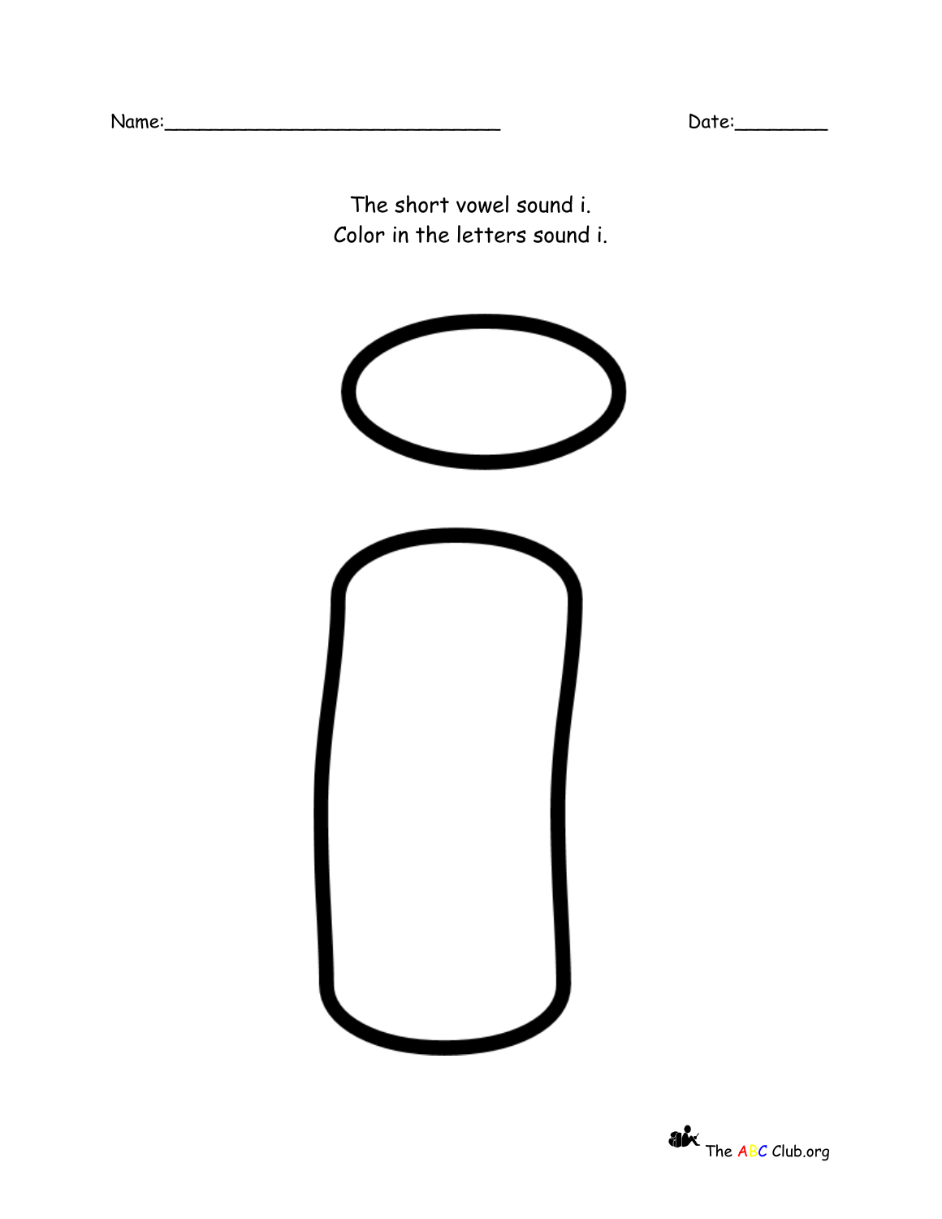Name:______________________________ Date:________

The short vowel sound i.
Color in the letters sound i.

The ABC Club.org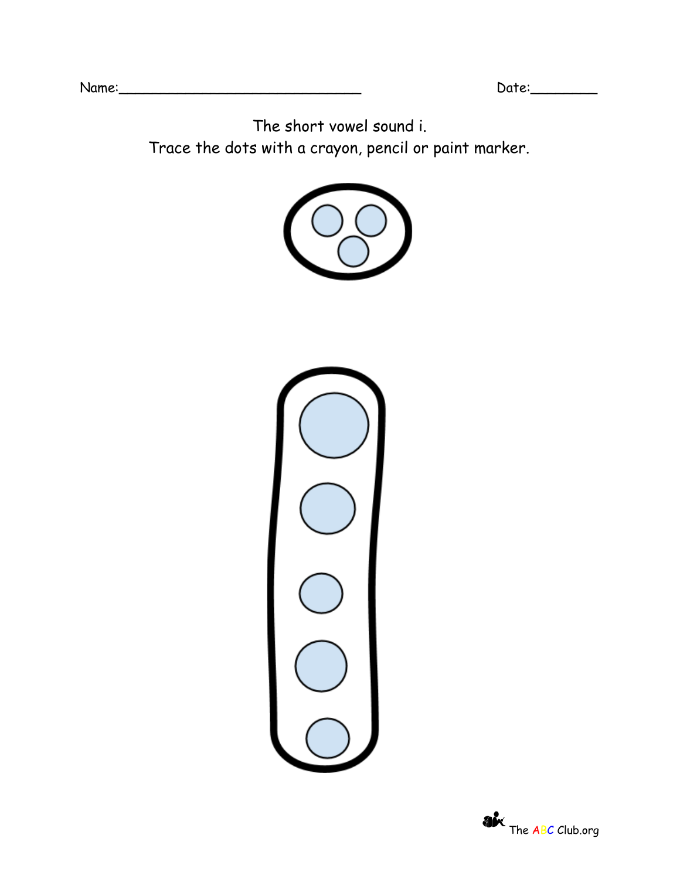Name:______________________________ Date:________

The short vowel sound i.
Trace the dots with a crayon, pencil or paint marker.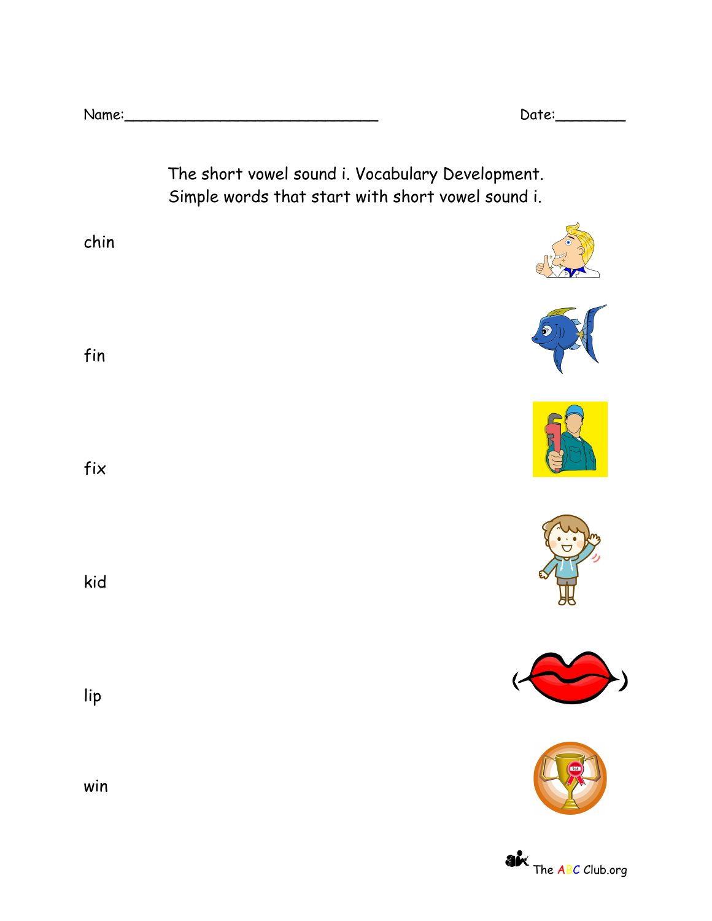Name:______________________________ Date:________

The short vowel sound i. Vocabulary Development.
Simple words that start with short vowel sound i.

chin

fin

fix

kid

lip

win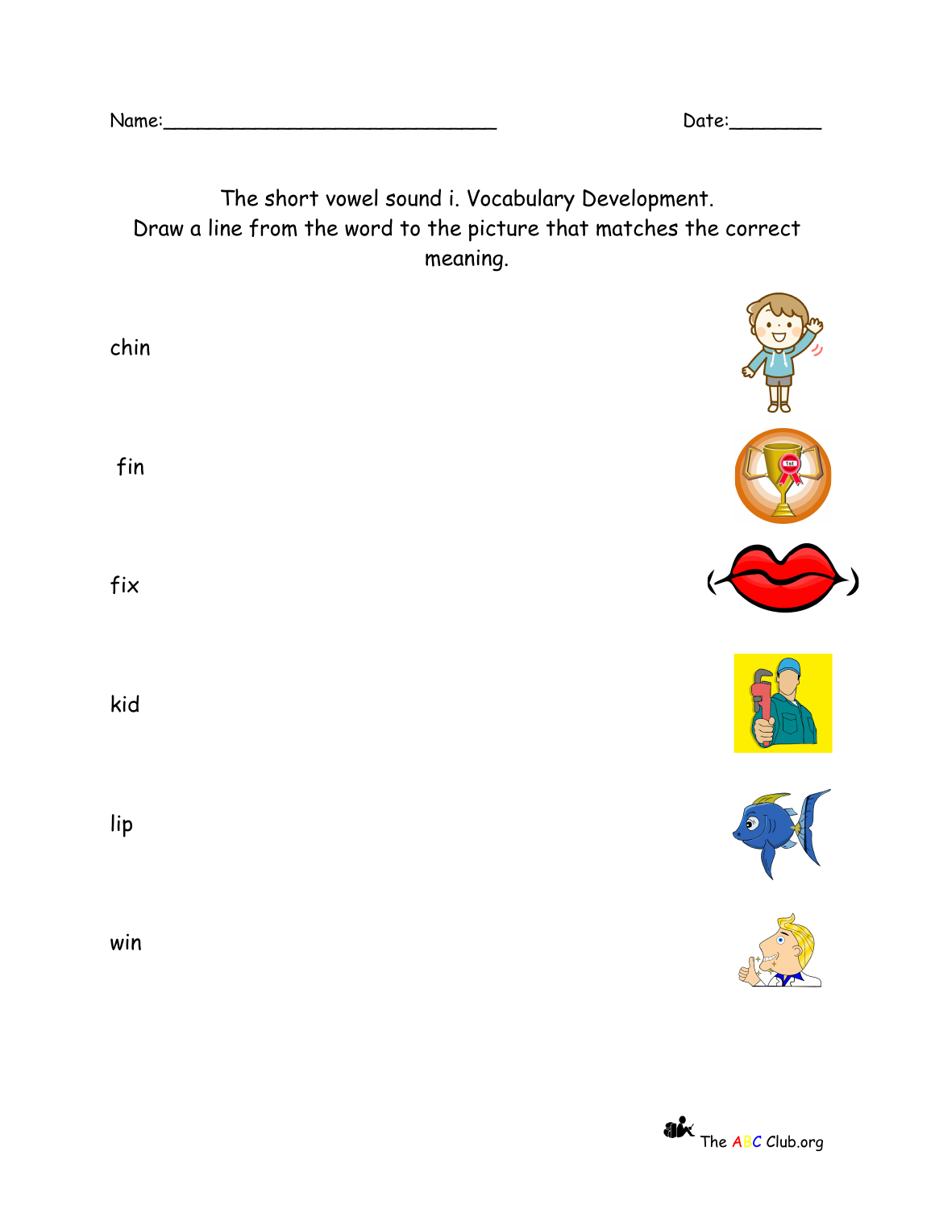Name:_______________________________ Date:_________

The short vowel sound i. Vocabulary Development.
Draw a line from the word to the picture that matches the correct meaning.

chin

fin

fix

kid

lip

win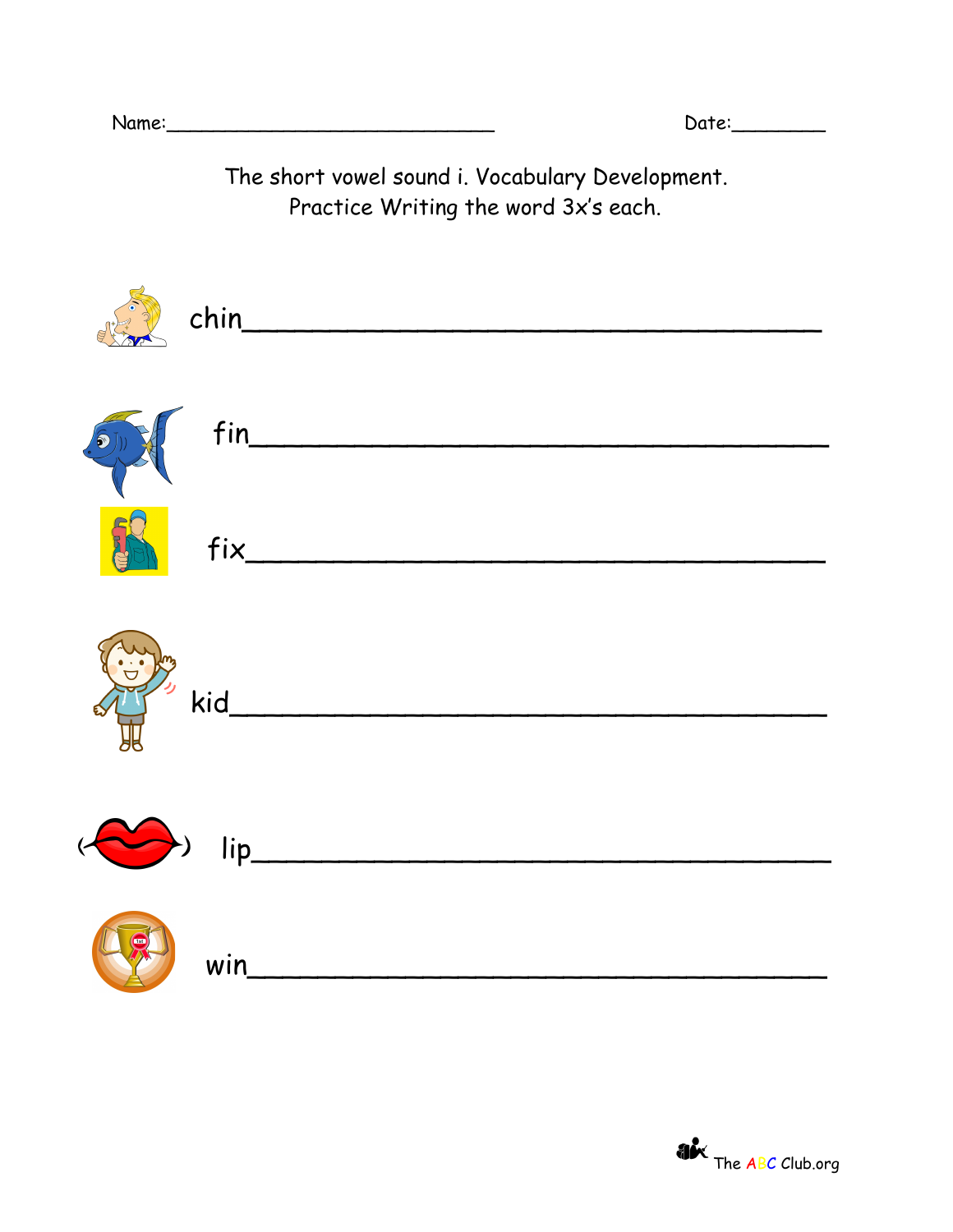Name:\_\_\_\_\_\_\_\_\_\_\_\_\_\_\_\_\_\_\_\_\_\_\_\_\_\_\_\_ Date:\_\_\_\_\_\_\_\_

The short vowel sound i. Vocabulary Development.
Practice Writing the word 3x's each.

chin\_\_\_\_\_\_\_\_\_\_\_\_\_\_\_\_\_\_\_\_\_\_\_\_\_\_\_\_\_\_\_\_\_\_\_\_

fin\_\_\_\_\_\_\_\_\_\_\_\_\_\_\_\_\_\_\_\_\_\_\_\_\_\_\_\_\_\_\_\_\_\_\_\_

fix\_\_\_\_\_\_\_\_\_\_\_\_\_\_\_\_\_\_\_\_\_\_\_\_\_\_\_\_\_\_\_\_\_\_\_\_

kid\_\_\_\_\_\_\_\_\_\_\_\_\_\_\_\_\_\_\_\_\_\_\_\_\_\_\_\_\_\_\_\_\_\_\_\_

lip\_\_\_\_\_\_\_\_\_\_\_\_\_\_\_\_\_\_\_\_\_\_\_\_\_\_\_\_\_\_\_\_\_\_\_\_

win\_\_\_\_\_\_\_\_\_\_\_\_\_\_\_\_\_\_\_\_\_\_\_\_\_\_\_\_\_\_\_\_\_\_\_\_

The ABC Club.org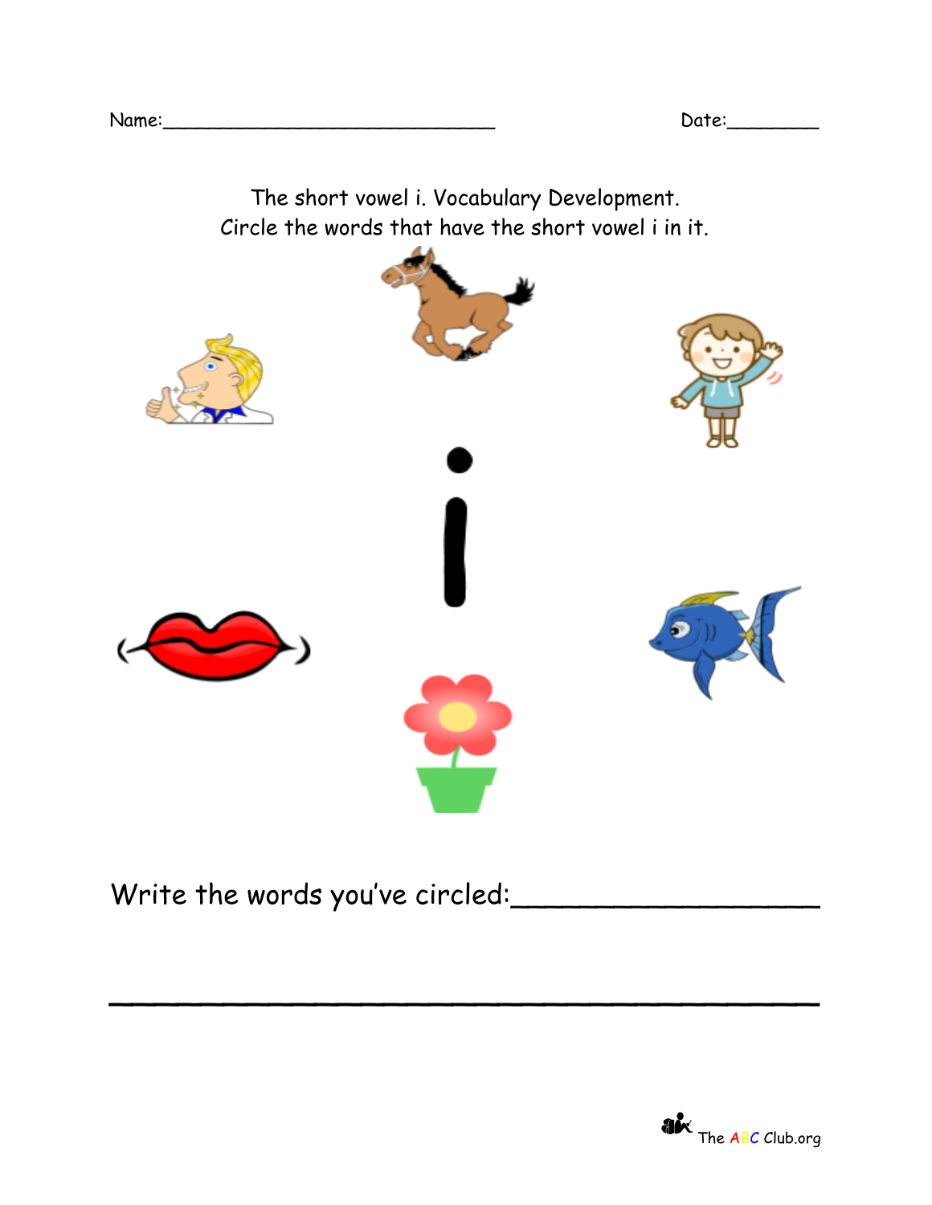Name:______________________________ Date:________

The short vowel i. Vocabulary Development.
Circle the words that have the short vowel i in it.

i

Write the words you've circled:__________________

________________________________________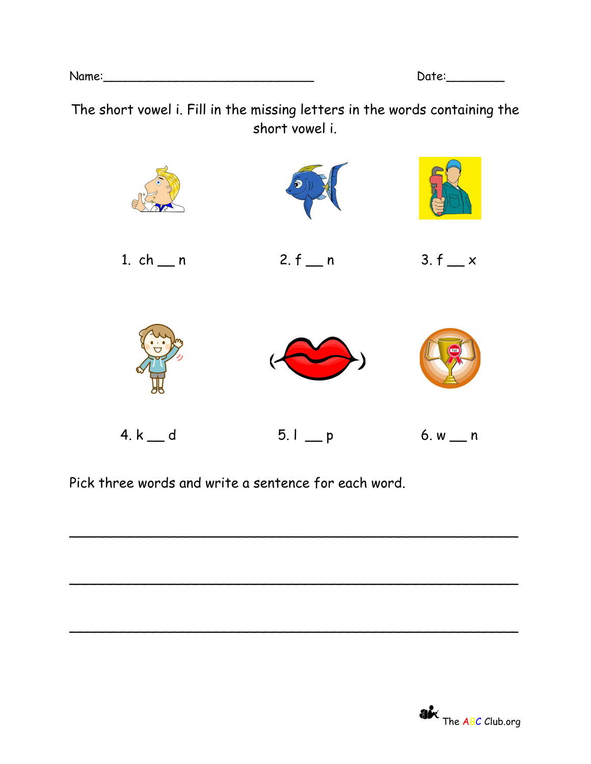Name:______________________________ Date:________

The short vowel i. Fill in the missing letters in the words containing the short vowel i.

1. ch __ n

2. f __ n

3. f __ x

4. k __ d

5. l __ p

6. w __ n

Pick three words and write a sentence for each word.

________________________________________________________________

________________________________________________________________

________________________________________________________________

The ABC Club.org